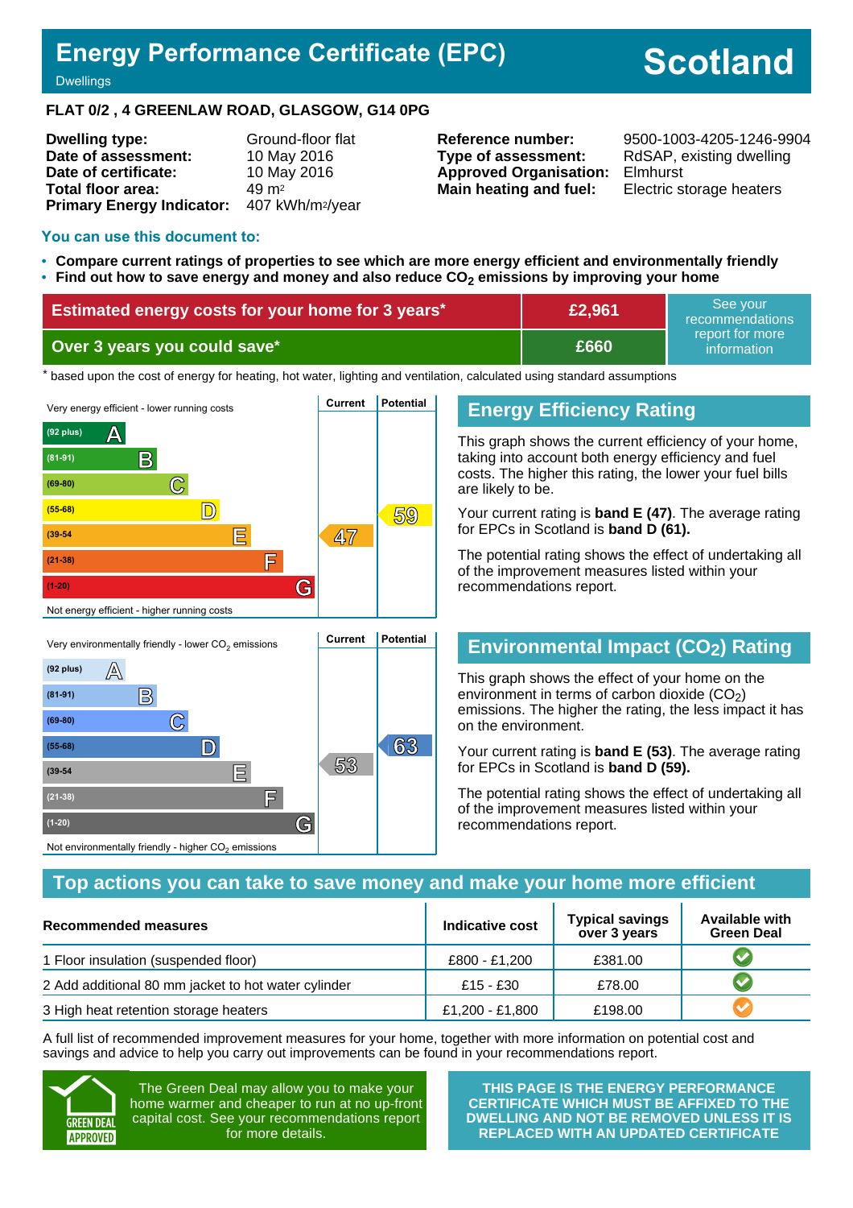# Energy Performance Certificate (EPC)

Dwellings

**Scotland**

## FLAT 0/2 , 4 GREENLAW ROAD, GLASGOW, G14 0PG

| | |
|---|---|
| **Dwelling type:** | Ground-floor flat |
| **Date of assessment:** | 10 May 2016 |
| **Date of certificate:** | 10 May 2016 |
| **Total floor area:** | 49 m² |
| **Primary Energy Indicator:** | 407 kWh/m²/year |

| | |
|---|---|
| **Reference number:** | 9500-1003-4205-1246-9904 |
| **Type of assessment:** | RdSAP, existing dwelling |
| **Approved Organisation:** | Elmhurst |
| **Main heating and fuel:** | Electric storage heaters |

### You can use this document to:

- **Compare current ratings of properties to see which are more energy efficient and environmentally friendly**
- **Find out how to save energy and money and also reduce $CO_2$ emissions by improving your home**

| | | |
|---|---|---|
| **Estimated energy costs for your home for 3 years*** | **£2,961** | See your recommendations report for more information |
| **Over 3 years you could save*** | **£660** | |

\* based upon the cost of energy for heating, hot water, lighting and ventilation, calculated using standard assumptions

Very energy efficient - lower running costs

| Band | Current | Potential |
|---|---|---|
| (92 plus) A | | |
| (81-91) B | | |
| (69-80) C | | |
| (55-68) D | | 59 |
| (39-54) E | 47 | |
| (21-38) F | | |
| (1-20) G | | |

Not energy efficient - higher running costs

## Energy Efficiency Rating

This graph shows the current efficiency of your home, taking into account both energy efficiency and fuel costs. The higher this rating, the lower your fuel bills are likely to be.

Your current rating is **band E (47)**. The average rating for EPCs in Scotland is **band D (61).**

The potential rating shows the effect of undertaking all of the improvement measures listed within your recommendations report.

Very environmentally friendly - lower $CO_2$ emissions

| Band | Current | Potential |
|---|---|---|
| (92 plus) A | | |
| (81-91) B | | |
| (69-80) C | | |
| (55-68) D | | 63 |
| (39-54) E | 53 | |
| (21-38) F | | |
| (1-20) G | | |

Not environmentally friendly - higher $CO_2$ emissions

## Environmental Impact ($CO_2$) Rating

This graph shows the effect of your home on the environment in terms of carbon dioxide ($CO_2$) emissions. The higher the rating, the less impact it has on the environment.

Your current rating is **band E (53)**. The average rating for EPCs in Scotland is **band D (59).**

The potential rating shows the effect of undertaking all of the improvement measures listed within your recommendations report.

## Top actions you can take to save money and make your home more efficient

| Recommended measures | Indicative cost | Typical savings over 3 years | Available with Green Deal |
|---|---|---|---|
| 1 Floor insulation (suspended floor) | £800 - £1,200 | £381.00 | ✔ |
| 2 Add additional 80 mm jacket to hot water cylinder | £15 - £30 | £78.00 | ✔ |
| 3 High heat retention storage heaters | £1,200 - £1,800 | £198.00 | ✔ |

A full list of recommended improvement measures for your home, together with more information on potential cost and savings and advice to help you carry out improvements can be found in your recommendations report.

GREEN DEAL APPROVED

The Green Deal may allow you to make your home warmer and cheaper to run at no up-front capital cost. See your recommendations report for more details.

**THIS PAGE IS THE ENERGY PERFORMANCE CERTIFICATE WHICH MUST BE AFFIXED TO THE DWELLING AND NOT BE REMOVED UNLESS IT IS REPLACED WITH AN UPDATED CERTIFICATE**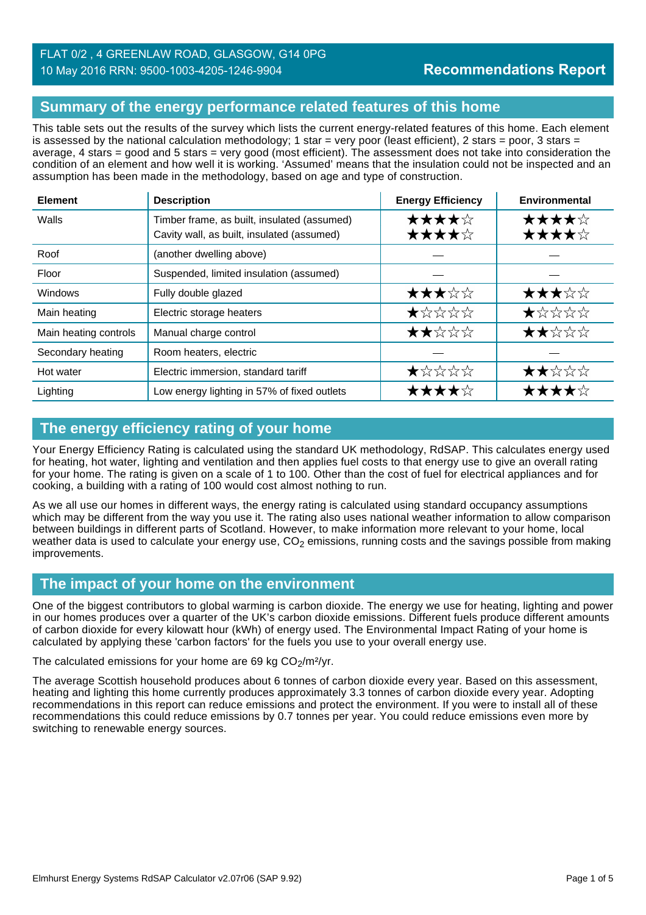FLAT 0/2 , 4 GREENLAW ROAD, GLASGOW, G14 0PG
10 May 2016 RRN: 9500-1003-4205-1246-9904

**Recommendations Report**

## Summary of the energy performance related features of this home

This table sets out the results of the survey which lists the current energy-related features of this home. Each element is assessed by the national calculation methodology; 1 star = very poor (least efficient), 2 stars = poor, 3 stars = average, 4 stars = good and 5 stars = very good (most efficient). The assessment does not take into consideration the condition of an element and how well it is working. 'Assumed' means that the insulation could not be inspected and an assumption has been made in the methodology, based on age and type of construction.

| Element | Description | Energy Efficiency | Environmental |
| --- | --- | --- | --- |
| Walls | Timber frame, as built, insulated (assumed)<br>Cavity wall, as built, insulated (assumed) | ★★★★☆<br>★★★★☆ | ★★★★☆<br>★★★★☆ |
| Roof | (another dwelling above) | — | — |
| Floor | Suspended, limited insulation (assumed) | — | — |
| Windows | Fully double glazed | ★★★☆☆ | ★★★☆☆ |
| Main heating | Electric storage heaters | ★☆☆☆☆ | ★☆☆☆☆ |
| Main heating controls | Manual charge control | ★★☆☆☆ | ★★☆☆☆ |
| Secondary heating | Room heaters, electric | — | — |
| Hot water | Electric immersion, standard tariff | ★☆☆☆☆ | ★★☆☆☆ |
| Lighting | Low energy lighting in 57% of fixed outlets | ★★★★☆ | ★★★★☆ |

## The energy efficiency rating of your home

Your Energy Efficiency Rating is calculated using the standard UK methodology, RdSAP. This calculates energy used for heating, hot water, lighting and ventilation and then applies fuel costs to that energy use to give an overall rating for your home. The rating is given on a scale of 1 to 100. Other than the cost of fuel for electrical appliances and for cooking, a building with a rating of 100 would cost almost nothing to run.

As we all use our homes in different ways, the energy rating is calculated using standard occupancy assumptions which may be different from the way you use it. The rating also uses national weather information to allow comparison between buildings in different parts of Scotland. However, to make information more relevant to your home, local weather data is used to calculate your energy use, $CO_2$ emissions, running costs and the savings possible from making improvements.

## The impact of your home on the environment

One of the biggest contributors to global warming is carbon dioxide. The energy we use for heating, lighting and power in our homes produces over a quarter of the UK's carbon dioxide emissions. Different fuels produce different amounts of carbon dioxide for every kilowatt hour (kWh) of energy used. The Environmental Impact Rating of your home is calculated by applying these 'carbon factors' for the fuels you use to your overall energy use.

The calculated emissions for your home are 69 kg $CO_2$/m²/yr.

The average Scottish household produces about 6 tonnes of carbon dioxide every year. Based on this assessment, heating and lighting this home currently produces approximately 3.3 tonnes of carbon dioxide every year. Adopting recommendations in this report can reduce emissions and protect the environment. If you were to install all of these recommendations this could reduce emissions by 0.7 tonnes per year. You could reduce emissions even more by switching to renewable energy sources.

Elmhurst Energy Systems RdSAP Calculator v2.07r06 (SAP 9.92)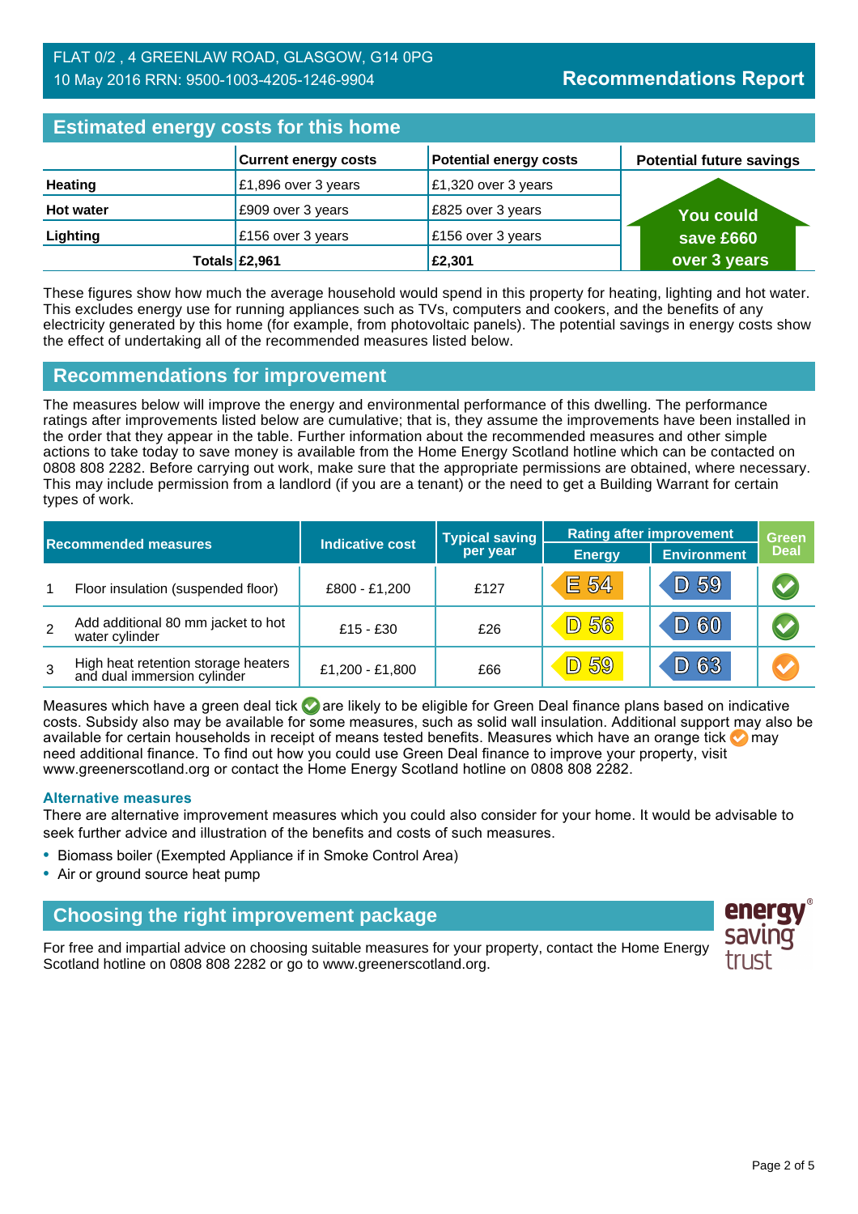FLAT 0/2 , 4 GREENLAW ROAD, GLASGOW, G14 0PG
10 May 2016 RRN: 9500-1003-4205-1246-9904

**Recommendations Report**

## Estimated energy costs for this home

| | Current energy costs | Potential energy costs | Potential future savings |
|---|---|---|---|
| **Heating** | £1,896 over 3 years | £1,320 over 3 years | You could save £660 over 3 years |
| **Hot water** | £909 over 3 years | £825 over 3 years | |
| **Lighting** | £156 over 3 years | £156 over 3 years | |
| **Totals** | **£2,961** | **£2,301** | |

These figures show how much the average household would spend in this property for heating, lighting and hot water. This excludes energy use for running appliances such as TVs, computers and cookers, and the benefits of any electricity generated by this home (for example, from photovoltaic panels). The potential savings in energy costs show the effect of undertaking all of the recommended measures listed below.

## Recommendations for improvement

The measures below will improve the energy and environmental performance of this dwelling. The performance ratings after improvements listed below are cumulative; that is, they assume the improvements have been installed in the order that they appear in the table. Further information about the recommended measures and other simple actions to take today to save money is available from the Home Energy Scotland hotline which can be contacted on 0808 808 2282. Before carrying out work, make sure that the appropriate permissions are obtained, where necessary. This may include permission from a landlord (if you are a tenant) or the need to get a Building Warrant for certain types of work.

| | Recommended measures | Indicative cost | Typical saving per year | Rating after improvement | | Green Deal |
|---|---|---|---|---|---|---|
| | | | | Energy | Environment | |
| 1 | Floor insulation (suspended floor) | £800 - £1,200 | £127 | E 54 | D 59 | green tick |
| 2 | Add additional 80 mm jacket to hot water cylinder | £15 - £30 | £26 | D 56 | D 60 | green tick |
| 3 | High heat retention storage heaters and dual immersion cylinder | £1,200 - £1,800 | £66 | D 59 | D 63 | orange tick |

Measures which have a green deal tick are likely to be eligible for Green Deal finance plans based on indicative costs. Subsidy also may be available for some measures, such as solid wall insulation. Additional support may also be available for certain households in receipt of means tested benefits. Measures which have an orange tick may need additional finance. To find out how you could use Green Deal finance to improve your property, visit www.greenerscotland.org or contact the Home Energy Scotland hotline on 0808 808 2282.

### Alternative measures

There are alternative improvement measures which you could also consider for your home. It would be advisable to seek further advice and illustration of the benefits and costs of such measures.

- Biomass boiler (Exempted Appliance if in Smoke Control Area)
- Air or ground source heat pump

## Choosing the right improvement package

For free and impartial advice on choosing suitable measures for your property, contact the Home Energy Scotland hotline on 0808 808 2282 or go to www.greenerscotland.org.

energy saving trust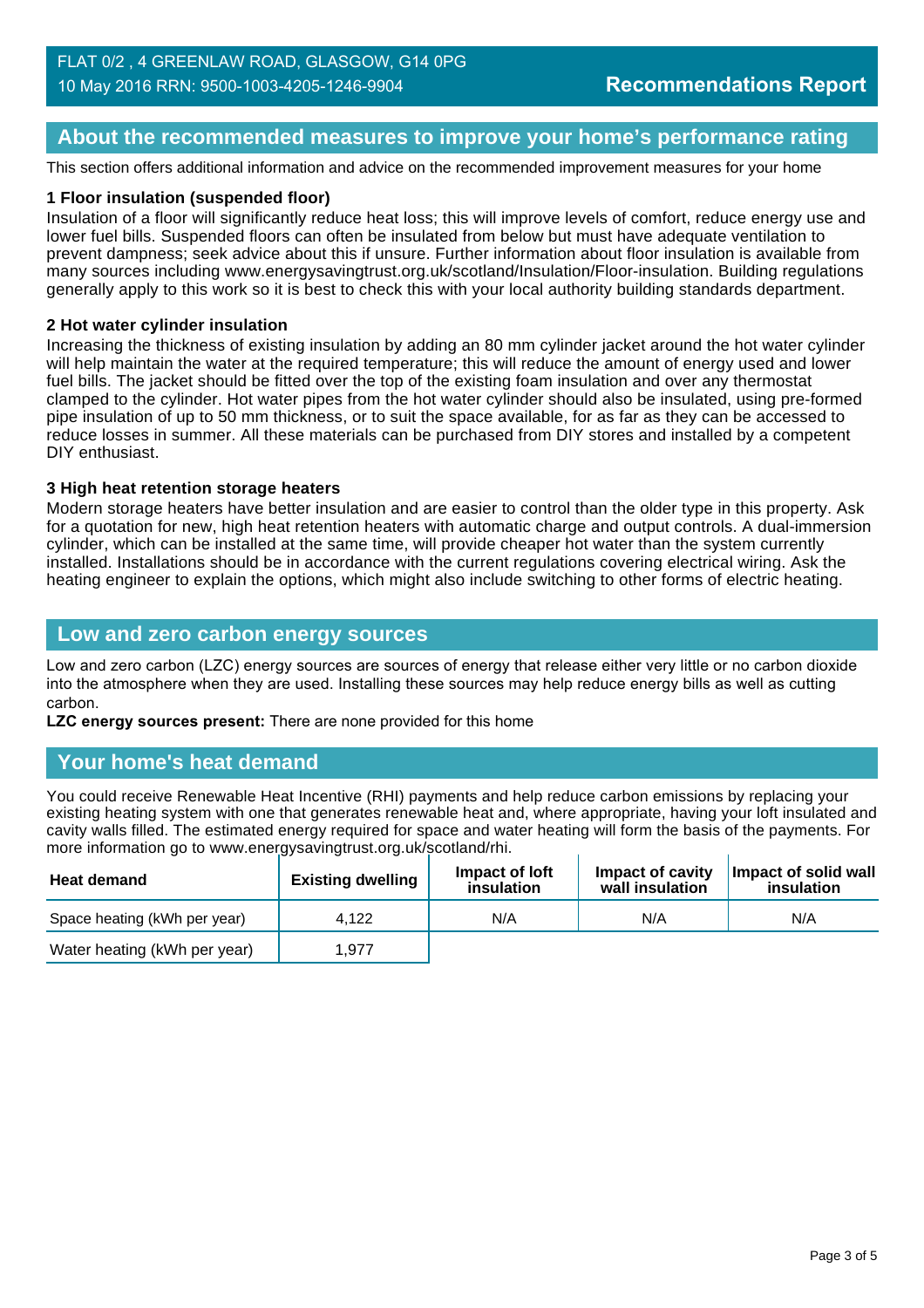FLAT 0/2 , 4 GREENLAW ROAD, GLASGOW, G14 0PG
10 May 2016 RRN: 9500-1003-4205-1246-9904

**Recommendations Report**

## About the recommended measures to improve your home's performance rating

This section offers additional information and advice on the recommended improvement measures for your home

### 1 Floor insulation (suspended floor)

Insulation of a floor will significantly reduce heat loss; this will improve levels of comfort, reduce energy use and lower fuel bills. Suspended floors can often be insulated from below but must have adequate ventilation to prevent dampness; seek advice about this if unsure. Further information about floor insulation is available from many sources including www.energysavingtrust.org.uk/scotland/Insulation/Floor-insulation. Building regulations generally apply to this work so it is best to check this with your local authority building standards department.

### 2 Hot water cylinder insulation

Increasing the thickness of existing insulation by adding an 80 mm cylinder jacket around the hot water cylinder will help maintain the water at the required temperature; this will reduce the amount of energy used and lower fuel bills. The jacket should be fitted over the top of the existing foam insulation and over any thermostat clamped to the cylinder. Hot water pipes from the hot water cylinder should also be insulated, using pre-formed pipe insulation of up to 50 mm thickness, or to suit the space available, for as far as they can be accessed to reduce losses in summer. All these materials can be purchased from DIY stores and installed by a competent DIY enthusiast.

### 3 High heat retention storage heaters

Modern storage heaters have better insulation and are easier to control than the older type in this property. Ask for a quotation for new, high heat retention heaters with automatic charge and output controls. A dual-immersion cylinder, which can be installed at the same time, will provide cheaper hot water than the system currently installed. Installations should be in accordance with the current regulations covering electrical wiring. Ask the heating engineer to explain the options, which might also include switching to other forms of electric heating.

## Low and zero carbon energy sources

Low and zero carbon (LZC) energy sources are sources of energy that release either very little or no carbon dioxide into the atmosphere when they are used. Installing these sources may help reduce energy bills as well as cutting carbon.

**LZC energy sources present:** There are none provided for this home

## Your home's heat demand

You could receive Renewable Heat Incentive (RHI) payments and help reduce carbon emissions by replacing your existing heating system with one that generates renewable heat and, where appropriate, having your loft insulated and cavity walls filled. The estimated energy required for space and water heating will form the basis of the payments. For more information go to www.energysavingtrust.org.uk/scotland/rhi.

| Heat demand | Existing dwelling | Impact of loft insulation | Impact of cavity wall insulation | Impact of solid wall insulation |
|---|---|---|---|---|
| Space heating (kWh per year) | 4,122 | N/A | N/A | N/A |
| Water heating (kWh per year) | 1,977 | | | |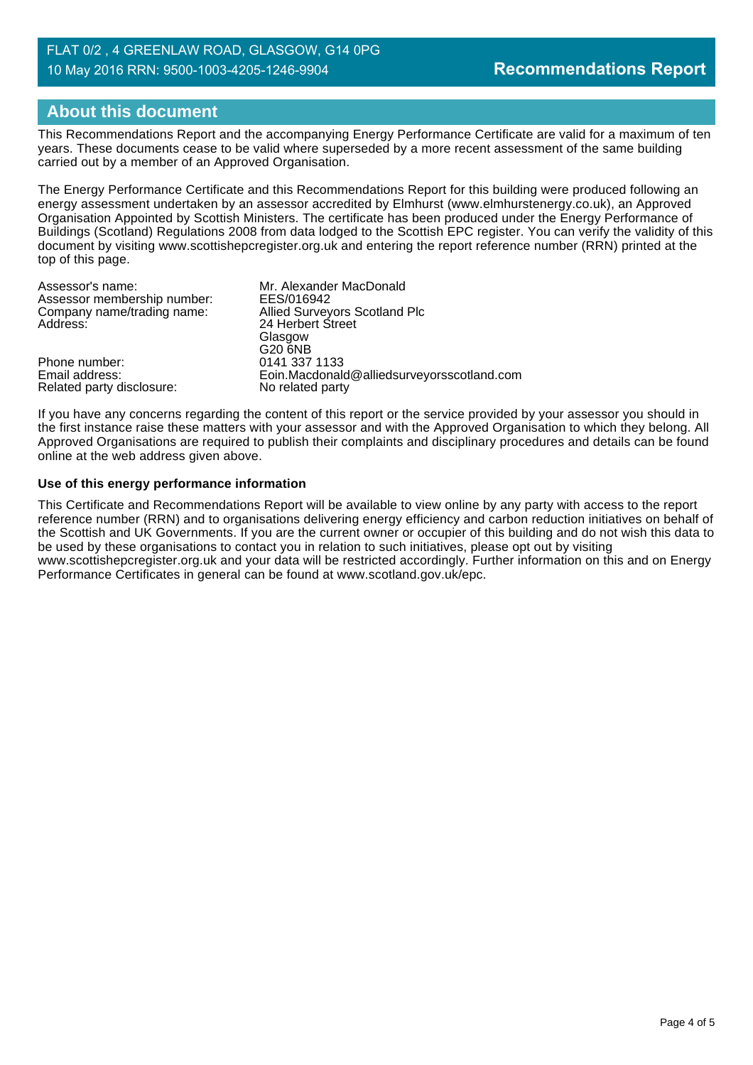## About this document

This Recommendations Report and the accompanying Energy Performance Certificate are valid for a maximum of ten years. These documents cease to be valid where superseded by a more recent assessment of the same building carried out by a member of an Approved Organisation.

The Energy Performance Certificate and this Recommendations Report for this building were produced following an energy assessment undertaken by an assessor accredited by Elmhurst (www.elmhurstenergy.co.uk), an Approved Organisation Appointed by Scottish Ministers. The certificate has been produced under the Energy Performance of Buildings (Scotland) Regulations 2008 from data lodged to the Scottish EPC register. You can verify the validity of this document by visiting www.scottishepcregister.org.uk and entering the report reference number (RRN) printed at the top of this page.

| | |
|---|---|
| Assessor's name: | Mr. Alexander MacDonald |
| Assessor membership number: | EES/016942 |
| Company name/trading name: | Allied Surveyors Scotland Plc |
| Address: | 24 Herbert Street<br>Glasgow<br>G20 6NB |
| Phone number: | 0141 337 1133 |
| Email address: | Eoin.Macdonald@alliedsurveyorsscotland.com |
| Related party disclosure: | No related party |

If you have any concerns regarding the content of this report or the service provided by your assessor you should in the first instance raise these matters with your assessor and with the Approved Organisation to which they belong. All Approved Organisations are required to publish their complaints and disciplinary procedures and details can be found online at the web address given above.

**Use of this energy performance information**

This Certificate and Recommendations Report will be available to view online by any party with access to the report reference number (RRN) and to organisations delivering energy efficiency and carbon reduction initiatives on behalf of the Scottish and UK Governments. If you are the current owner or occupier of this building and do not wish this data to be used by these organisations to contact you in relation to such initiatives, please opt out by visiting www.scottishepcregister.org.uk and your data will be restricted accordingly. Further information on this and on Energy Performance Certificates in general can be found at www.scotland.gov.uk/epc.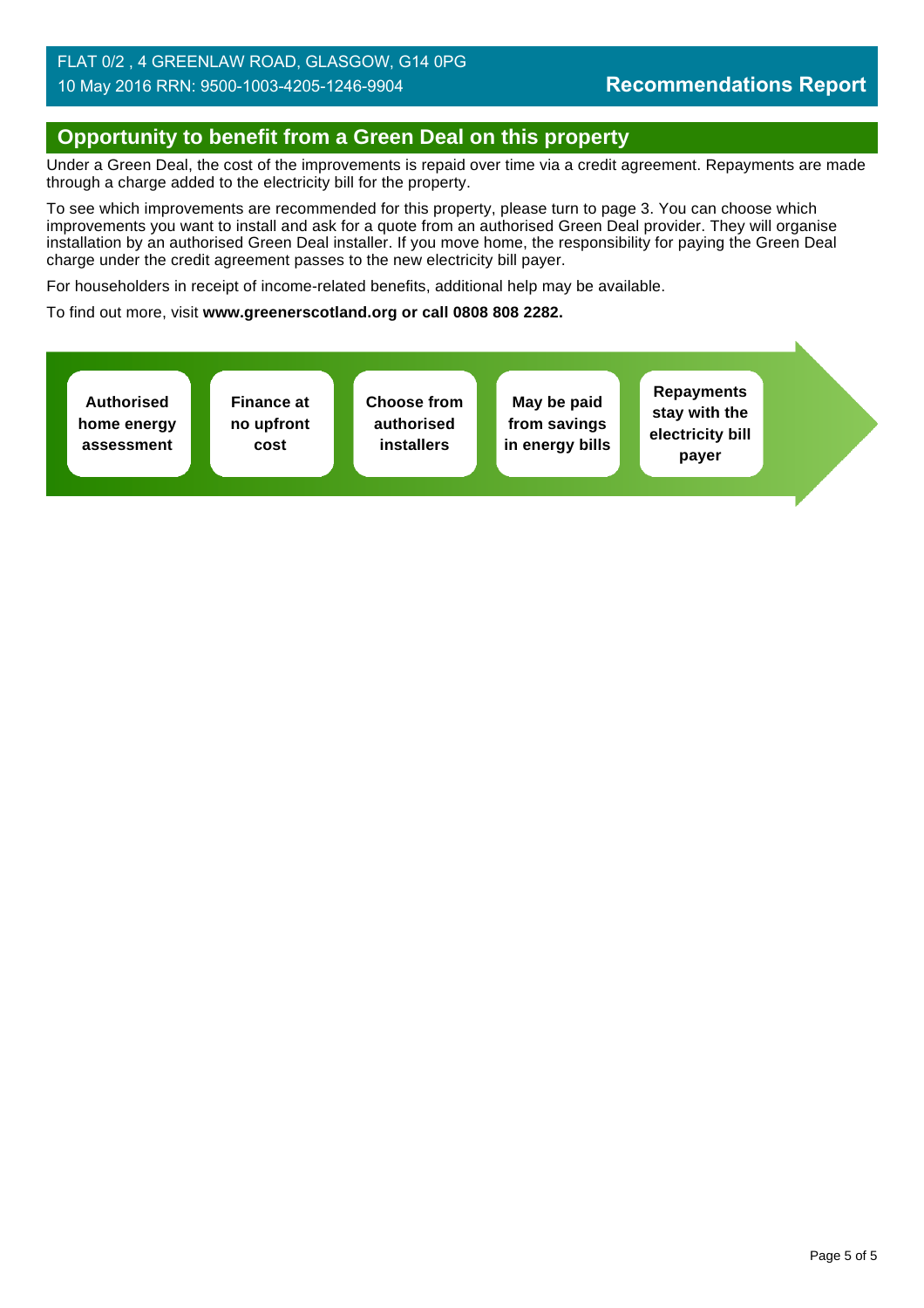## Opportunity to benefit from a Green Deal on this property

Under a Green Deal, the cost of the improvements is repaid over time via a credit agreement. Repayments are made through a charge added to the electricity bill for the property.

To see which improvements are recommended for this property, please turn to page 3. You can choose which improvements you want to install and ask for a quote from an authorised Green Deal provider. They will organise installation by an authorised Green Deal installer. If you move home, the responsibility for paying the Green Deal charge under the credit agreement passes to the new electricity bill payer.

For householders in receipt of income-related benefits, additional help may be available.

To find out more, visit **www.greenerscotland.org or call 0808 808 2282.**

**Authorised home energy assessment**

**Finance at no upfront cost**

**Choose from authorised installers**

**May be paid from savings in energy bills**

**Repayments stay with the electricity bill payer**